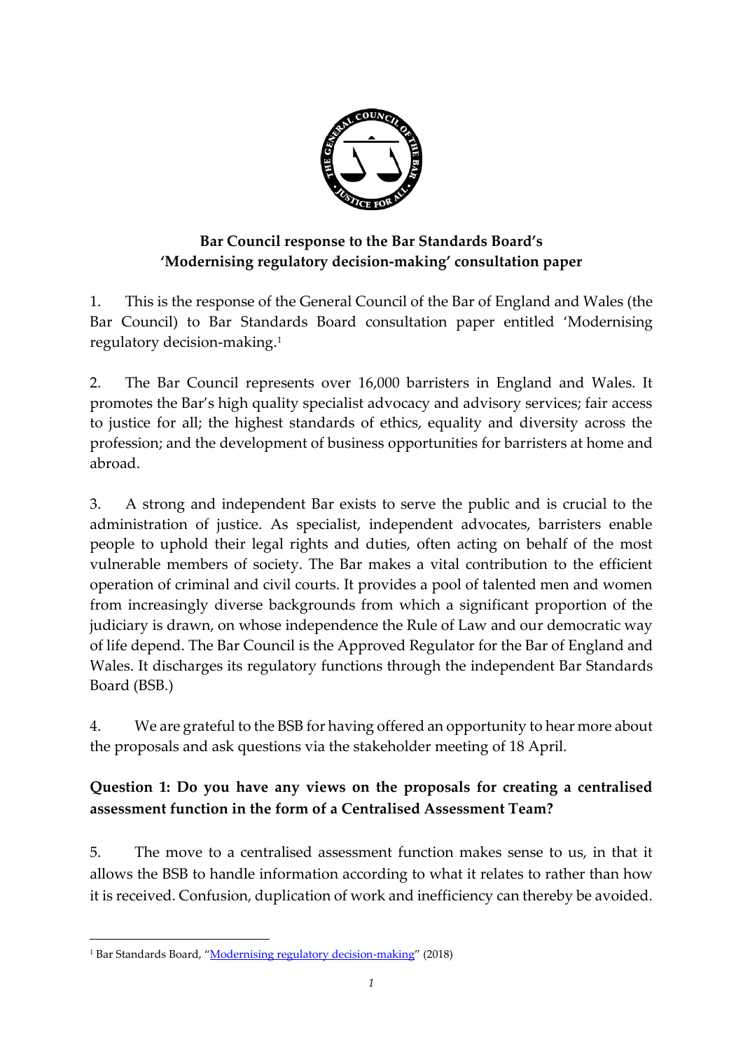**Bar Council response to the Bar Standards Board's 'Modernising regulatory decision-making' consultation paper**

1. This is the response of the General Council of the Bar of England and Wales (the Bar Council) to Bar Standards Board consultation paper entitled 'Modernising regulatory decision-making.[1]

2. The Bar Council represents over 16,000 barristers in England and Wales. It promotes the Bar's high quality specialist advocacy and advisory services; fair access to justice for all; the highest standards of ethics, equality and diversity across the profession; and the development of business opportunities for barristers at home and abroad.

3. A strong and independent Bar exists to serve the public and is crucial to the administration of justice. As specialist, independent advocates, barristers enable people to uphold their legal rights and duties, often acting on behalf of the most vulnerable members of society. The Bar makes a vital contribution to the efficient operation of criminal and civil courts. It provides a pool of talented men and women from increasingly diverse backgrounds from which a significant proportion of the judiciary is drawn, on whose independence the Rule of Law and our democratic way of life depend. The Bar Council is the Approved Regulator for the Bar of England and Wales. It discharges its regulatory functions through the independent Bar Standards Board (BSB.)

4. We are grateful to the BSB for having offered an opportunity to hear more about the proposals and ask questions via the stakeholder meeting of 18 April.

**Question 1: Do you have any views on the proposals for creating a centralised assessment function in the form of a Centralised Assessment Team?**

5. The move to a centralised assessment function makes sense to us, in that it allows the BSB to handle information according to what it relates to rather than how it is received. Confusion, duplication of work and inefficiency can thereby be avoided.

---

[1] Bar Standards Board, "Modernising regulatory decision-making" (2018)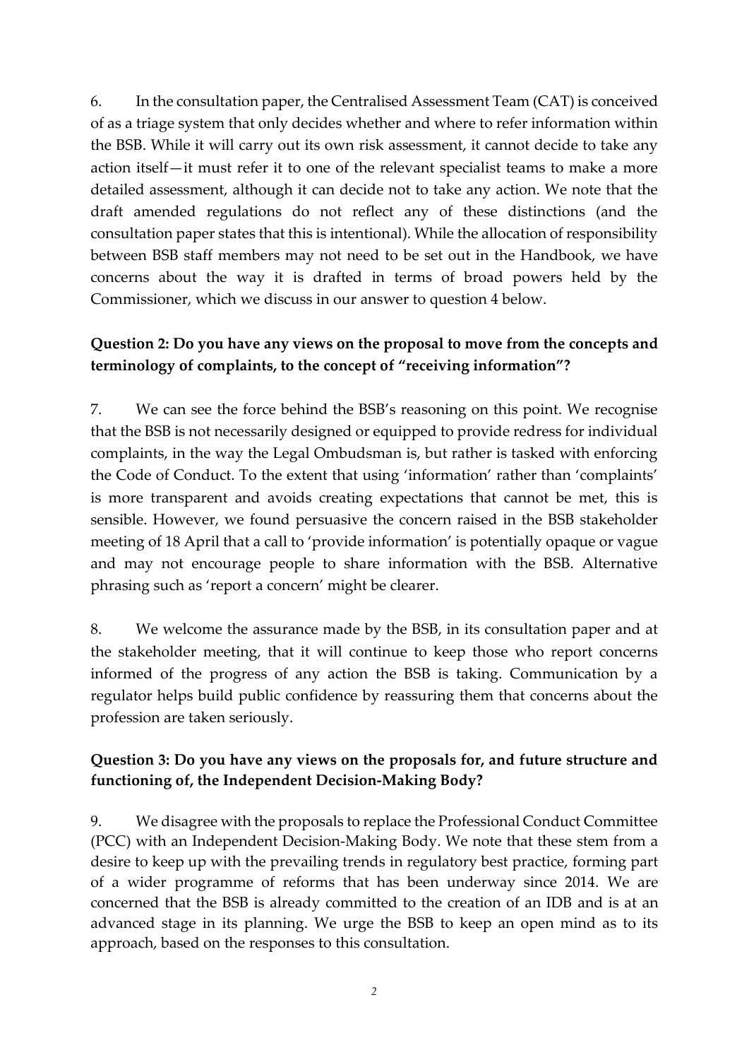6. In the consultation paper, the Centralised Assessment Team (CAT) is conceived of as a triage system that only decides whether and where to refer information within the BSB. While it will carry out its own risk assessment, it cannot decide to take any action itself—it must refer it to one of the relevant specialist teams to make a more detailed assessment, although it can decide not to take any action. We note that the draft amended regulations do not reflect any of these distinctions (and the consultation paper states that this is intentional). While the allocation of responsibility between BSB staff members may not need to be set out in the Handbook, we have concerns about the way it is drafted in terms of broad powers held by the Commissioner, which we discuss in our answer to question 4 below.

**Question 2: Do you have any views on the proposal to move from the concepts and terminology of complaints, to the concept of "receiving information"?**

7. We can see the force behind the BSB's reasoning on this point. We recognise that the BSB is not necessarily designed or equipped to provide redress for individual complaints, in the way the Legal Ombudsman is, but rather is tasked with enforcing the Code of Conduct. To the extent that using 'information' rather than 'complaints' is more transparent and avoids creating expectations that cannot be met, this is sensible. However, we found persuasive the concern raised in the BSB stakeholder meeting of 18 April that a call to 'provide information' is potentially opaque or vague and may not encourage people to share information with the BSB. Alternative phrasing such as 'report a concern' might be clearer.

8. We welcome the assurance made by the BSB, in its consultation paper and at the stakeholder meeting, that it will continue to keep those who report concerns informed of the progress of any action the BSB is taking. Communication by a regulator helps build public confidence by reassuring them that concerns about the profession are taken seriously.

**Question 3: Do you have any views on the proposals for, and future structure and functioning of, the Independent Decision-Making Body?**

9. We disagree with the proposals to replace the Professional Conduct Committee (PCC) with an Independent Decision-Making Body. We note that these stem from a desire to keep up with the prevailing trends in regulatory best practice, forming part of a wider programme of reforms that has been underway since 2014. We are concerned that the BSB is already committed to the creation of an IDB and is at an advanced stage in its planning. We urge the BSB to keep an open mind as to its approach, based on the responses to this consultation.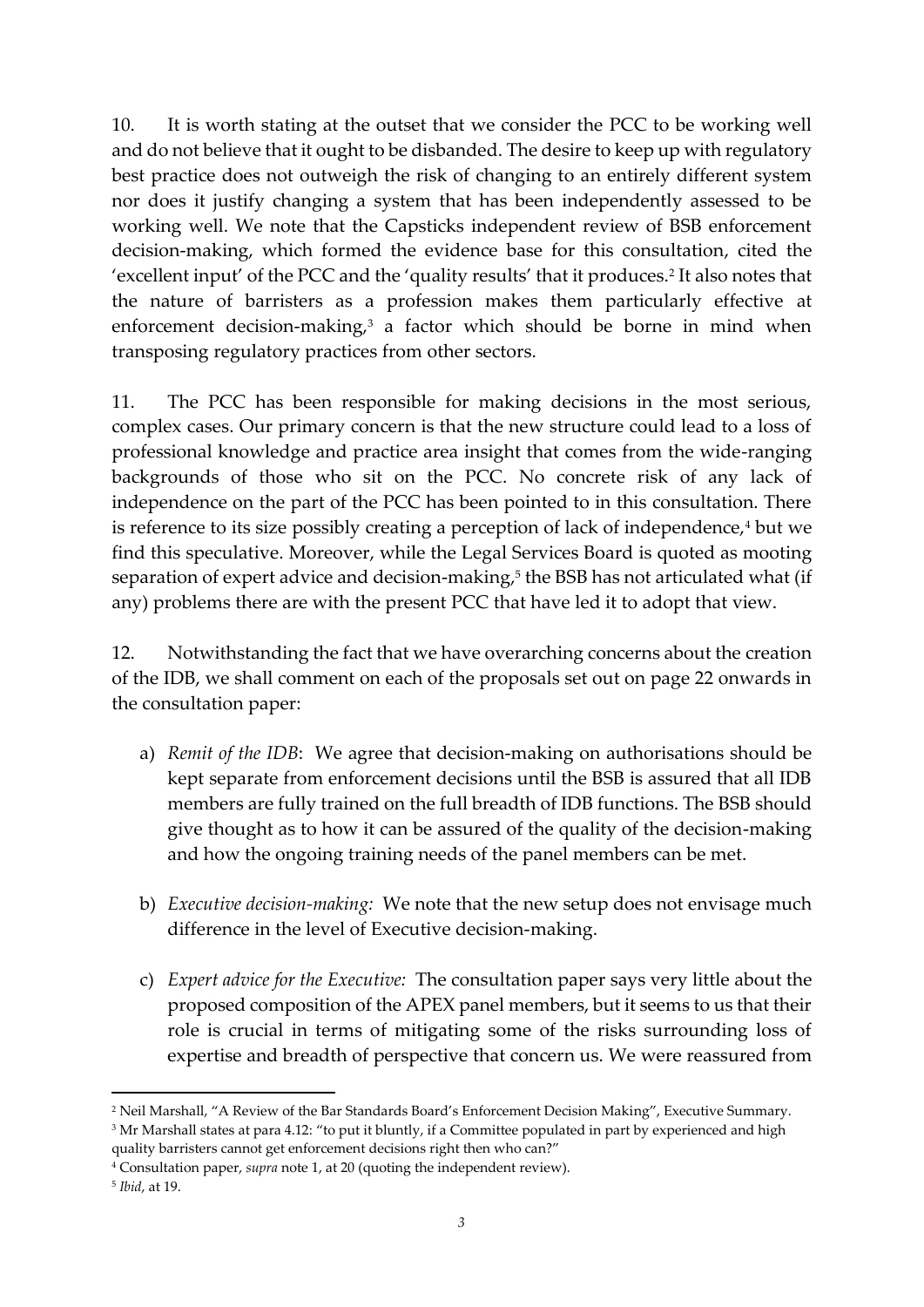10. It is worth stating at the outset that we consider the PCC to be working well and do not believe that it ought to be disbanded. The desire to keep up with regulatory best practice does not outweigh the risk of changing to an entirely different system nor does it justify changing a system that has been independently assessed to be working well. We note that the Capsticks independent review of BSB enforcement decision-making, which formed the evidence base for this consultation, cited the 'excellent input' of the PCC and the 'quality results' that it produces.[2] It also notes that the nature of barristers as a profession makes them particularly effective at enforcement decision-making,[3] a factor which should be borne in mind when transposing regulatory practices from other sectors.

11. The PCC has been responsible for making decisions in the most serious, complex cases. Our primary concern is that the new structure could lead to a loss of professional knowledge and practice area insight that comes from the wide-ranging backgrounds of those who sit on the PCC. No concrete risk of any lack of independence on the part of the PCC has been pointed to in this consultation. There is reference to its size possibly creating a perception of lack of independence,[4] but we find this speculative. Moreover, while the Legal Services Board is quoted as mooting separation of expert advice and decision-making,[5] the BSB has not articulated what (if any) problems there are with the present PCC that have led it to adopt that view.

12. Notwithstanding the fact that we have overarching concerns about the creation of the IDB, we shall comment on each of the proposals set out on page 22 onwards in the consultation paper:

a) *Remit of the IDB*: We agree that decision-making on authorisations should be kept separate from enforcement decisions until the BSB is assured that all IDB members are fully trained on the full breadth of IDB functions. The BSB should give thought as to how it can be assured of the quality of the decision-making and how the ongoing training needs of the panel members can be met.

b) *Executive decision-making:* We note that the new setup does not envisage much difference in the level of Executive decision-making.

c) *Expert advice for the Executive:* The consultation paper says very little about the proposed composition of the APEX panel members, but it seems to us that their role is crucial in terms of mitigating some of the risks surrounding loss of expertise and breadth of perspective that concern us. We were reassured from

---

[2] Neil Marshall, "A Review of the Bar Standards Board's Enforcement Decision Making", Executive Summary.

[3] Mr Marshall states at para 4.12: "to put it bluntly, if a Committee populated in part by experienced and high quality barristers cannot get enforcement decisions right then who can?"

[4] Consultation paper, *supra* note 1, at 20 (quoting the independent review).

[5] *Ibid*, at 19.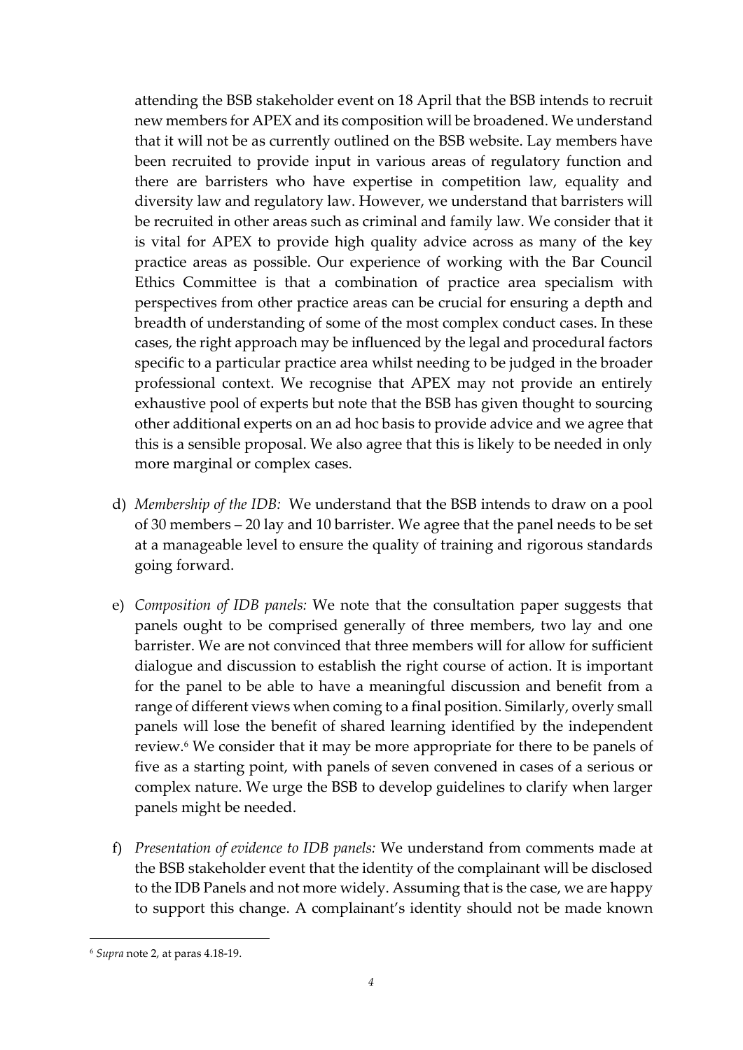attending the BSB stakeholder event on 18 April that the BSB intends to recruit new members for APEX and its composition will be broadened. We understand that it will not be as currently outlined on the BSB website. Lay members have been recruited to provide input in various areas of regulatory function and there are barristers who have expertise in competition law, equality and diversity law and regulatory law. However, we understand that barristers will be recruited in other areas such as criminal and family law. We consider that it is vital for APEX to provide high quality advice across as many of the key practice areas as possible. Our experience of working with the Bar Council Ethics Committee is that a combination of practice area specialism with perspectives from other practice areas can be crucial for ensuring a depth and breadth of understanding of some of the most complex conduct cases. In these cases, the right approach may be influenced by the legal and procedural factors specific to a particular practice area whilst needing to be judged in the broader professional context. We recognise that APEX may not provide an entirely exhaustive pool of experts but note that the BSB has given thought to sourcing other additional experts on an ad hoc basis to provide advice and we agree that this is a sensible proposal. We also agree that this is likely to be needed in only more marginal or complex cases.

d) *Membership of the IDB:* We understand that the BSB intends to draw on a pool of 30 members – 20 lay and 10 barrister. We agree that the panel needs to be set at a manageable level to ensure the quality of training and rigorous standards going forward.

e) *Composition of IDB panels:* We note that the consultation paper suggests that panels ought to be comprised generally of three members, two lay and one barrister. We are not convinced that three members will for allow for sufficient dialogue and discussion to establish the right course of action. It is important for the panel to be able to have a meaningful discussion and benefit from a range of different views when coming to a final position. Similarly, overly small panels will lose the benefit of shared learning identified by the independent review.[6] We consider that it may be more appropriate for there to be panels of five as a starting point, with panels of seven convened in cases of a serious or complex nature. We urge the BSB to develop guidelines to clarify when larger panels might be needed.

f) *Presentation of evidence to IDB panels:* We understand from comments made at the BSB stakeholder event that the identity of the complainant will be disclosed to the IDB Panels and not more widely. Assuming that is the case, we are happy to support this change. A complainant's identity should not be made known

[6] *Supra* note 2, at paras 4.18-19.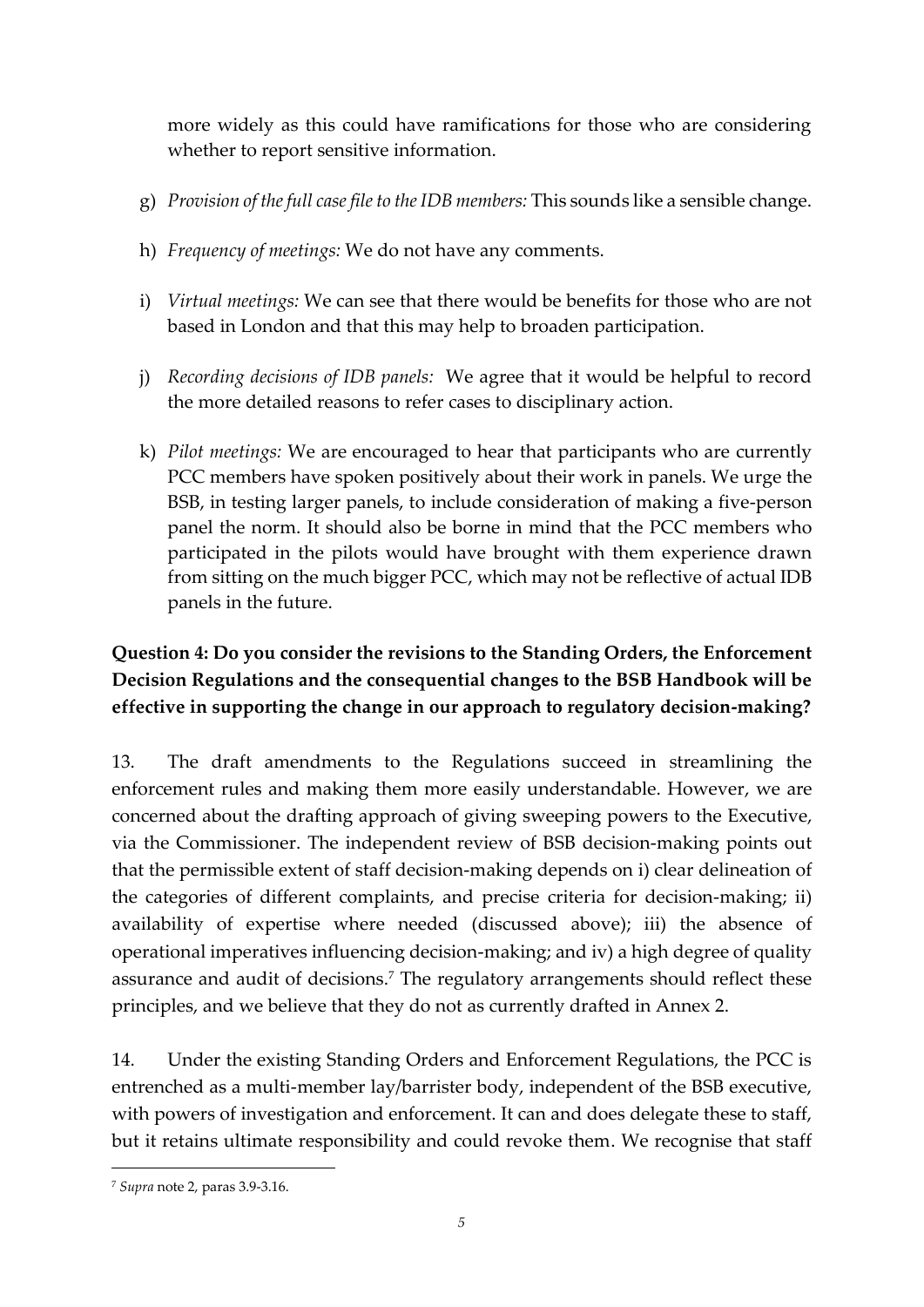more widely as this could have ramifications for those who are considering whether to report sensitive information.

g) *Provision of the full case file to the IDB members:* This sounds like a sensible change.

h) *Frequency of meetings:* We do not have any comments.

i) *Virtual meetings:* We can see that there would be benefits for those who are not based in London and that this may help to broaden participation.

j) *Recording decisions of IDB panels:* We agree that it would be helpful to record the more detailed reasons to refer cases to disciplinary action.

k) *Pilot meetings:* We are encouraged to hear that participants who are currently PCC members have spoken positively about their work in panels. We urge the BSB, in testing larger panels, to include consideration of making a five-person panel the norm. It should also be borne in mind that the PCC members who participated in the pilots would have brought with them experience drawn from sitting on the much bigger PCC, which may not be reflective of actual IDB panels in the future.

**Question 4: Do you consider the revisions to the Standing Orders, the Enforcement Decision Regulations and the consequential changes to the BSB Handbook will be effective in supporting the change in our approach to regulatory decision-making?**

13. The draft amendments to the Regulations succeed in streamlining the enforcement rules and making them more easily understandable. However, we are concerned about the drafting approach of giving sweeping powers to the Executive, via the Commissioner. The independent review of BSB decision-making points out that the permissible extent of staff decision-making depends on i) clear delineation of the categories of different complaints, and precise criteria for decision-making; ii) availability of expertise where needed (discussed above); iii) the absence of operational imperatives influencing decision-making; and iv) a high degree of quality assurance and audit of decisions.[7] The regulatory arrangements should reflect these principles, and we believe that they do not as currently drafted in Annex 2.

14. Under the existing Standing Orders and Enforcement Regulations, the PCC is entrenched as a multi-member lay/barrister body, independent of the BSB executive, with powers of investigation and enforcement. It can and does delegate these to staff, but it retains ultimate responsibility and could revoke them. We recognise that staff

---

[7] *Supra* note 2, paras 3.9-3.16.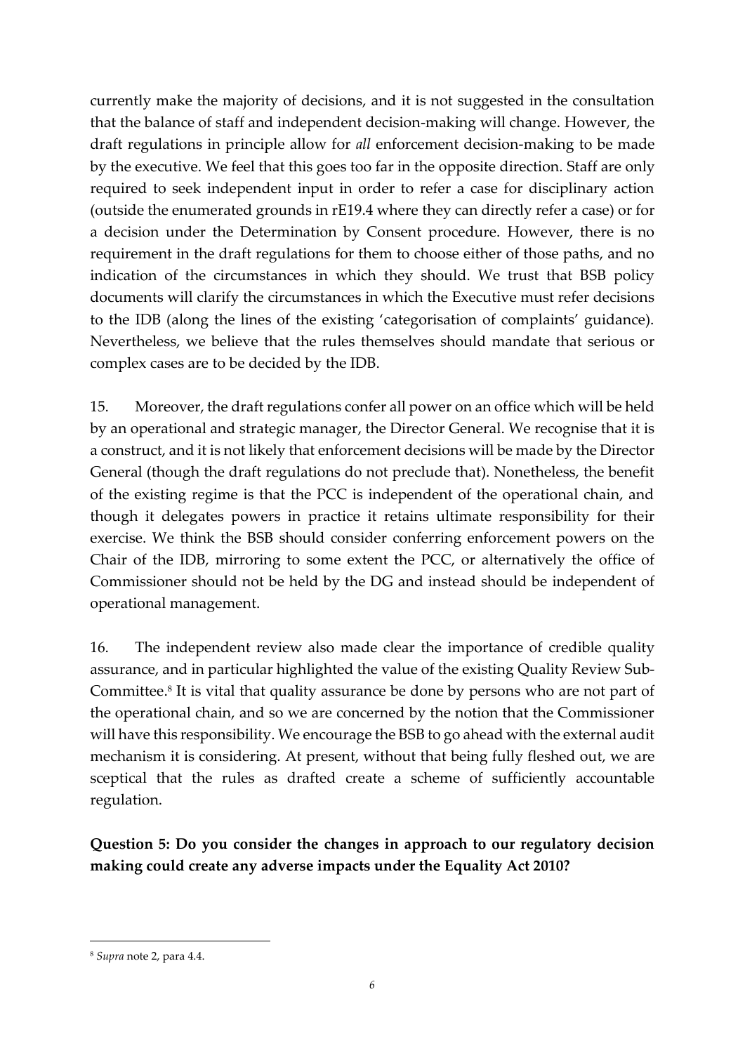currently make the majority of decisions, and it is not suggested in the consultation that the balance of staff and independent decision-making will change. However, the draft regulations in principle allow for *all* enforcement decision-making to be made by the executive. We feel that this goes too far in the opposite direction. Staff are only required to seek independent input in order to refer a case for disciplinary action (outside the enumerated grounds in rE19.4 where they can directly refer a case) or for a decision under the Determination by Consent procedure. However, there is no requirement in the draft regulations for them to choose either of those paths, and no indication of the circumstances in which they should. We trust that BSB policy documents will clarify the circumstances in which the Executive must refer decisions to the IDB (along the lines of the existing 'categorisation of complaints' guidance). Nevertheless, we believe that the rules themselves should mandate that serious or complex cases are to be decided by the IDB.

15. Moreover, the draft regulations confer all power on an office which will be held by an operational and strategic manager, the Director General. We recognise that it is a construct, and it is not likely that enforcement decisions will be made by the Director General (though the draft regulations do not preclude that). Nonetheless, the benefit of the existing regime is that the PCC is independent of the operational chain, and though it delegates powers in practice it retains ultimate responsibility for their exercise. We think the BSB should consider conferring enforcement powers on the Chair of the IDB, mirroring to some extent the PCC, or alternatively the office of Commissioner should not be held by the DG and instead should be independent of operational management.

16. The independent review also made clear the importance of credible quality assurance, and in particular highlighted the value of the existing Quality Review Sub-Committee.[8] It is vital that quality assurance be done by persons who are not part of the operational chain, and so we are concerned by the notion that the Commissioner will have this responsibility. We encourage the BSB to go ahead with the external audit mechanism it is considering. At present, without that being fully fleshed out, we are sceptical that the rules as drafted create a scheme of sufficiently accountable regulation.

**Question 5: Do you consider the changes in approach to our regulatory decision making could create any adverse impacts under the Equality Act 2010?**

---

[8] *Supra* note 2, para 4.4.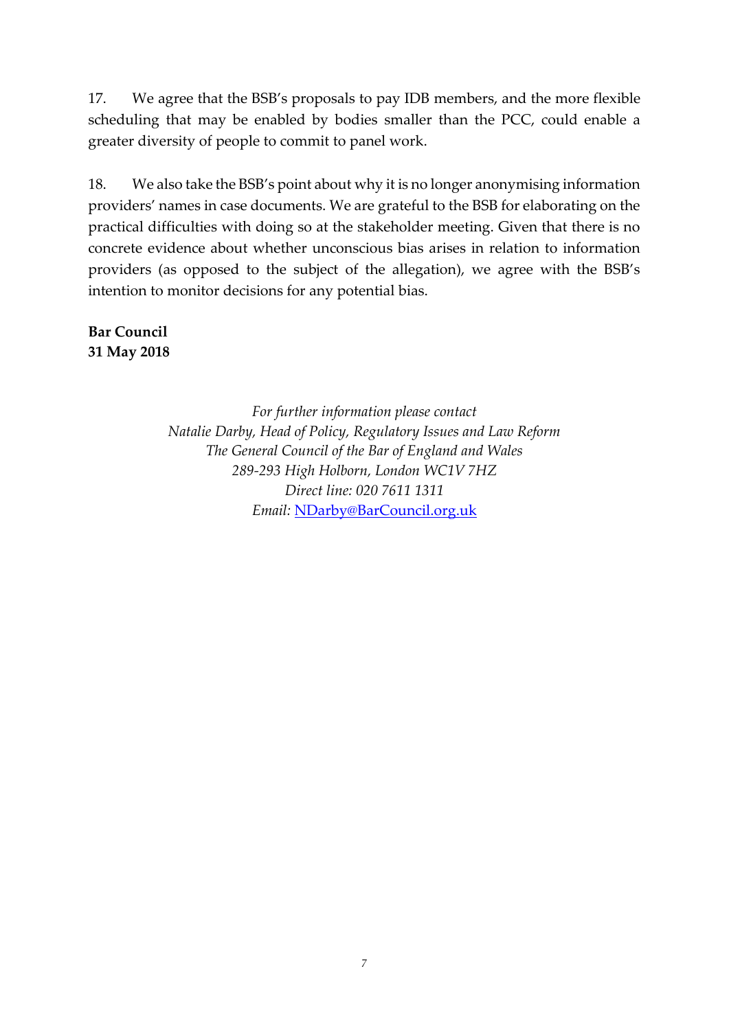17. We agree that the BSB's proposals to pay IDB members, and the more flexible scheduling that may be enabled by bodies smaller than the PCC, could enable a greater diversity of people to commit to panel work.

18. We also take the BSB's point about why it is no longer anonymising information providers' names in case documents. We are grateful to the BSB for elaborating on the practical difficulties with doing so at the stakeholder meeting. Given that there is no concrete evidence about whether unconscious bias arises in relation to information providers (as opposed to the subject of the allegation), we agree with the BSB's intention to monitor decisions for any potential bias.

**Bar Council**
**31 May 2018**

*For further information please contact*
*Natalie Darby, Head of Policy, Regulatory Issues and Law Reform*
*The General Council of the Bar of England and Wales*
*289-293 High Holborn, London WC1V 7HZ*
*Direct line: 020 7611 1311*
*Email:* NDarby@BarCouncil.org.uk